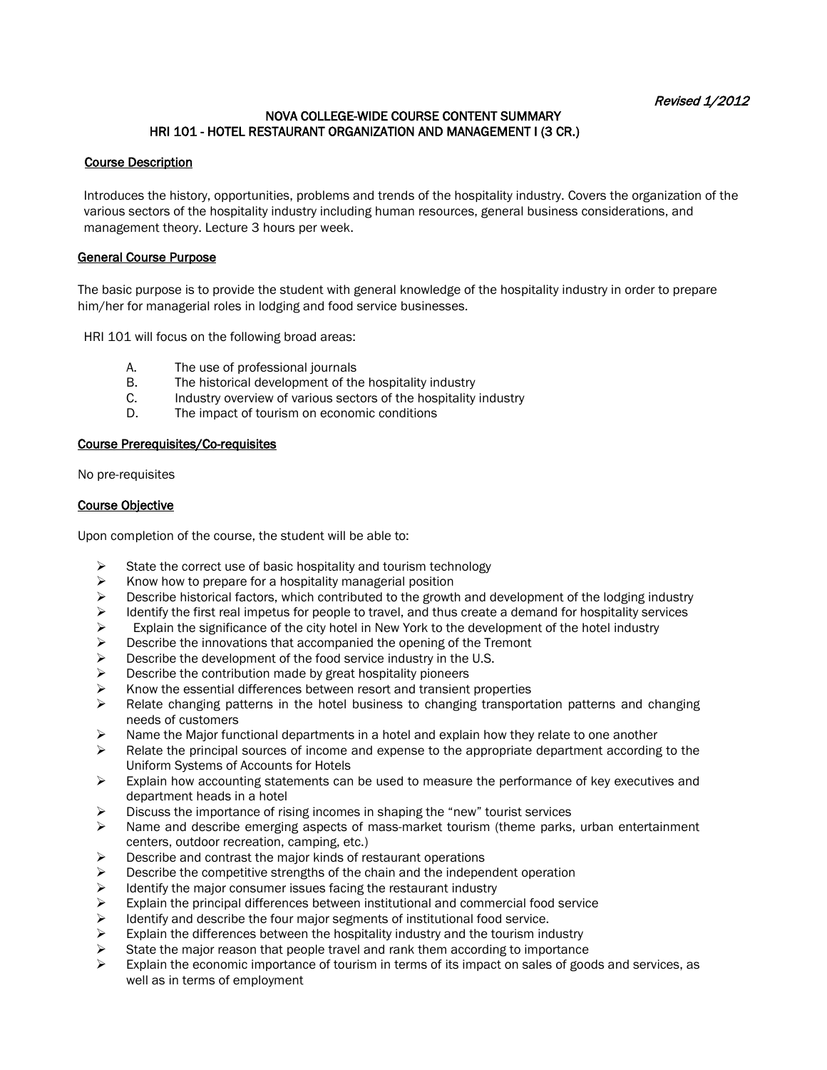*Revised 1/2012*

# NOVA COLLEGE-WIDE COURSE CONTENT SUMMARY
# HRI 101 - HOTEL RESTAURANT ORGANIZATION AND MANAGEMENT I (3 CR.)

## Course Description

Introduces the history, opportunities, problems and trends of the hospitality industry. Covers the organization of the various sectors of the hospitality industry including human resources, general business considerations, and management theory. Lecture 3 hours per week.

## General Course Purpose

The basic purpose is to provide the student with general knowledge of the hospitality industry in order to prepare him/her for managerial roles in lodging and food service businesses.

HRI 101 will focus on the following broad areas:

A. The use of professional journals
B. The historical development of the hospitality industry
C. Industry overview of various sectors of the hospitality industry
D. The impact of tourism on economic conditions

## Course Prerequisites/Co-requisites

No pre-requisites

## Course Objective

Upon completion of the course, the student will be able to:

- State the correct use of basic hospitality and tourism technology
- Know how to prepare for a hospitality managerial position
- Describe historical factors, which contributed to the growth and development of the lodging industry
- Identify the first real impetus for people to travel, and thus create a demand for hospitality services
- Explain the significance of the city hotel in New York to the development of the hotel industry
- Describe the innovations that accompanied the opening of the Tremont
- Describe the development of the food service industry in the U.S.
- Describe the contribution made by great hospitality pioneers
- Know the essential differences between resort and transient properties
- Relate changing patterns in the hotel business to changing transportation patterns and changing needs of customers
- Name the Major functional departments in a hotel and explain how they relate to one another
- Relate the principal sources of income and expense to the appropriate department according to the Uniform Systems of Accounts for Hotels
- Explain how accounting statements can be used to measure the performance of key executives and department heads in a hotel
- Discuss the importance of rising incomes in shaping the "new" tourist services
- Name and describe emerging aspects of mass-market tourism (theme parks, urban entertainment centers, outdoor recreation, camping, etc.)
- Describe and contrast the major kinds of restaurant operations
- Describe the competitive strengths of the chain and the independent operation
- Identify the major consumer issues facing the restaurant industry
- Explain the principal differences between institutional and commercial food service
- Identify and describe the four major segments of institutional food service.
- Explain the differences between the hospitality industry and the tourism industry
- State the major reason that people travel and rank them according to importance
- Explain the economic importance of tourism in terms of its impact on sales of goods and services, as well as in terms of employment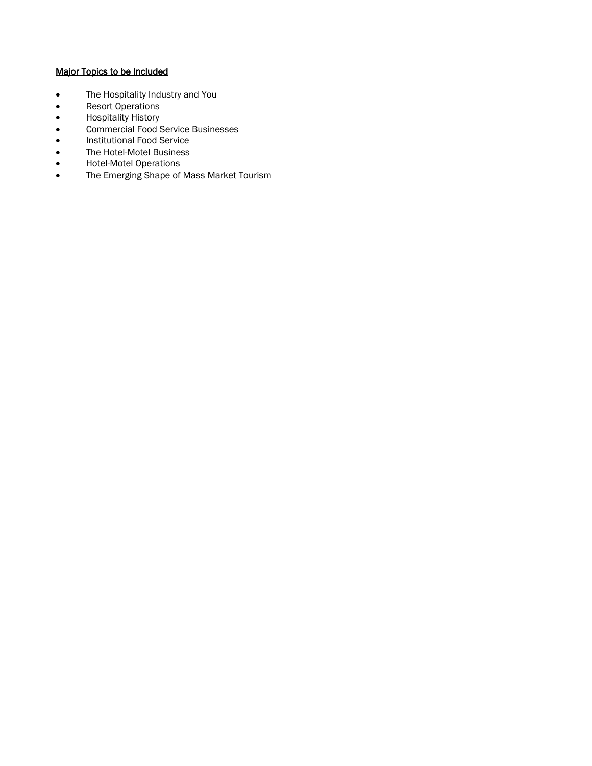<u>Major Topics to be Included</u>

- The Hospitality Industry and You
- Resort Operations
- Hospitality History
- Commercial Food Service Businesses
- Institutional Food Service
- The Hotel-Motel Business
- Hotel-Motel Operations
- The Emerging Shape of Mass Market Tourism